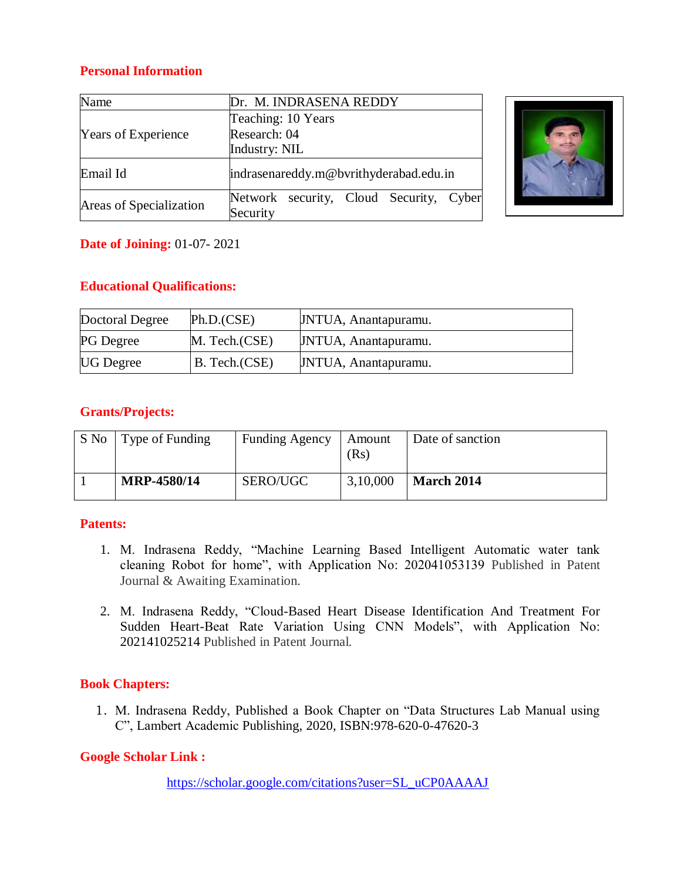## Personal Information

| | |
|---|---|
| Name | Dr. M. INDRASENA REDDY |
| Years of Experience | Teaching: 10 Years<br>Research: 04<br>Industry: NIL |
| Email Id | indrasenareddy.m@bvrithyderabad.edu.in |
| Areas of Specialization | Network security, Cloud Security, Cyber Security |

**Date of Joining:** 01-07- 2021

## Educational Qualifications:

| | | |
|---|---|---|
| Doctoral Degree | Ph.D.(CSE) | JNTUA, Anantapuramu. |
| PG Degree | M. Tech.(CSE) | JNTUA, Anantapuramu. |
| UG Degree | B. Tech.(CSE) | JNTUA, Anantapuramu. |

## Grants/Projects:

| S No | Type of Funding | Funding Agency | Amount (Rs) | Date of sanction |
|---|---|---|---|---|
| 1 | **MRP-4580/14** | SERO/UGC | 3,10,000 | **March 2014** |

## Patents:

1. M. Indrasena Reddy, "Machine Learning Based Intelligent Automatic water tank cleaning Robot for home", with Application No: 202041053139 Published in Patent Journal & Awaiting Examination.

2. M. Indrasena Reddy, "Cloud-Based Heart Disease Identification And Treatment For Sudden Heart-Beat Rate Variation Using CNN Models", with Application No: 202141025214 Published in Patent Journal.

## Book Chapters:

1. M. Indrasena Reddy, Published a Book Chapter on "Data Structures Lab Manual using C", Lambert Academic Publishing, 2020, ISBN:978-620-0-47620-3

## Google Scholar Link :

https://scholar.google.com/citations?user=SL_uCP0AAAAJ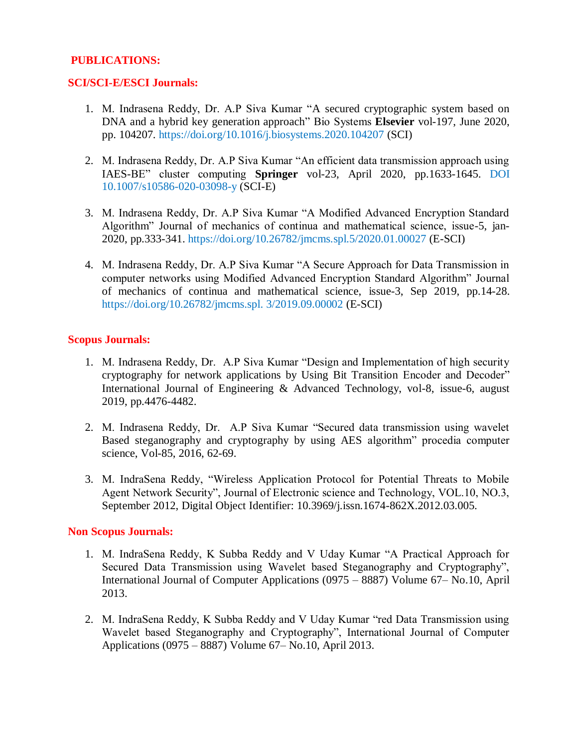## PUBLICATIONS:

### SCI/SCI-E/ESCI Journals:

1. M. Indrasena Reddy, Dr. A.P Siva Kumar "A secured cryptographic system based on DNA and a hybrid key generation approach" Bio Systems **Elsevier** vol-197, June 2020, pp. 104207. https://doi.org/10.1016/j.biosystems.2020.104207 (SCI)

2. M. Indrasena Reddy, Dr. A.P Siva Kumar "An efficient data transmission approach using IAES-BE" cluster computing **Springer** vol-23, April 2020, pp.1633-1645. DOI 10.1007/s10586-020-03098-y (SCI-E)

3. M. Indrasena Reddy, Dr. A.P Siva Kumar "A Modified Advanced Encryption Standard Algorithm" Journal of mechanics of continua and mathematical science, issue-5, jan-2020, pp.333-341. https://doi.org/10.26782/jmcms.spl.5/2020.01.00027 (E-SCI)

4. M. Indrasena Reddy, Dr. A.P Siva Kumar "A Secure Approach for Data Transmission in computer networks using Modified Advanced Encryption Standard Algorithm" Journal of mechanics of continua and mathematical science, issue-3, Sep 2019, pp.14-28. https://doi.org/10.26782/jmcms.spl. 3/2019.09.00002 (E-SCI)

### Scopus Journals:

1. M. Indrasena Reddy, Dr. A.P Siva Kumar "Design and Implementation of high security cryptography for network applications by Using Bit Transition Encoder and Decoder" International Journal of Engineering & Advanced Technology, vol-8, issue-6, august 2019, pp.4476-4482.

2. M. Indrasena Reddy, Dr. A.P Siva Kumar "Secured data transmission using wavelet Based steganography and cryptography by using AES algorithm" procedia computer science, Vol-85, 2016, 62-69.

3. M. IndraSena Reddy, "Wireless Application Protocol for Potential Threats to Mobile Agent Network Security", Journal of Electronic science and Technology, VOL.10, NO.3, September 2012, Digital Object Identifier: 10.3969/j.issn.1674-862X.2012.03.005.

### Non Scopus Journals:

1. M. IndraSena Reddy, K Subba Reddy and V Uday Kumar "A Practical Approach for Secured Data Transmission using Wavelet based Steganography and Cryptography", International Journal of Computer Applications (0975 – 8887) Volume 67– No.10, April 2013.

2. M. IndraSena Reddy, K Subba Reddy and V Uday Kumar "red Data Transmission using Wavelet based Steganography and Cryptography", International Journal of Computer Applications (0975 – 8887) Volume 67– No.10, April 2013.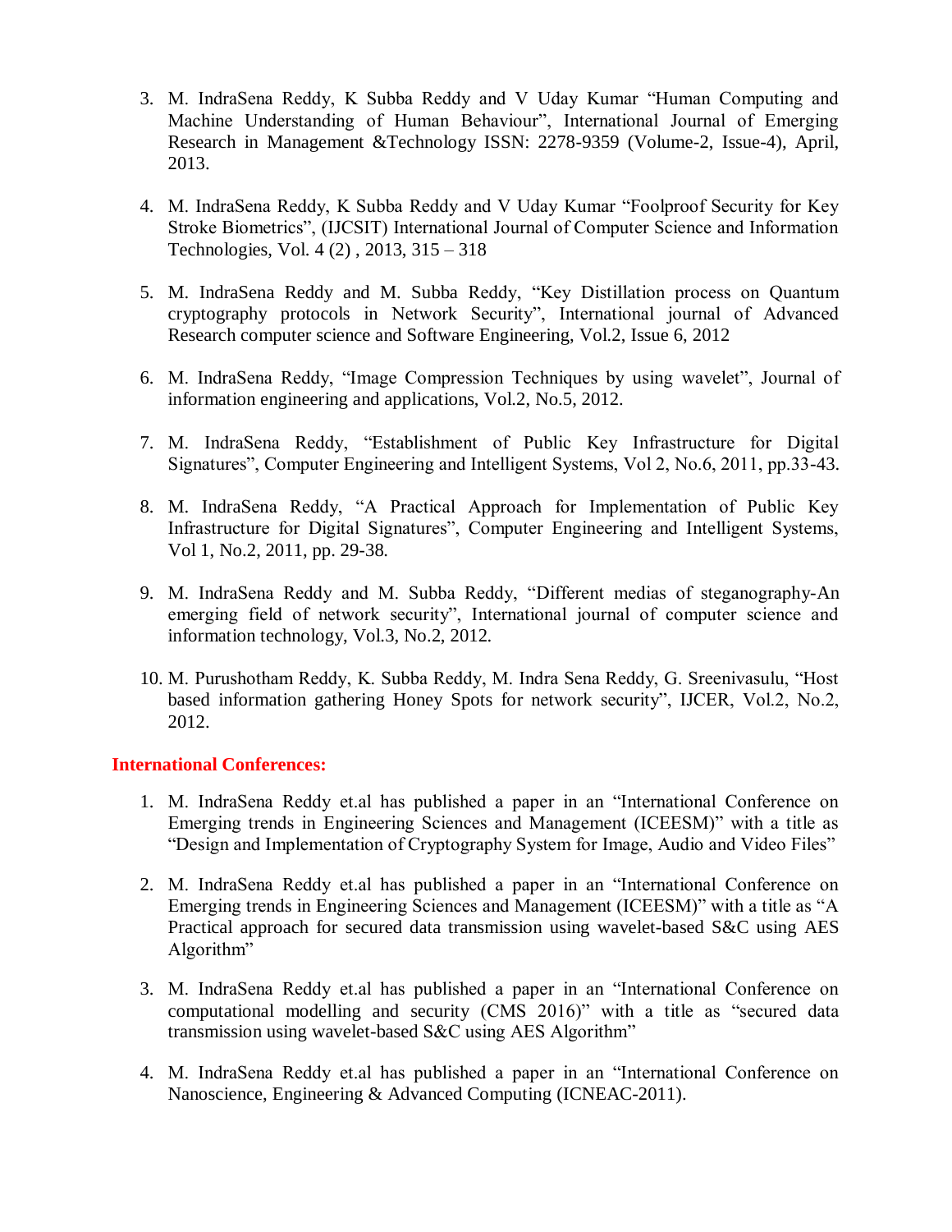3. M. IndraSena Reddy, K Subba Reddy and V Uday Kumar "Human Computing and Machine Understanding of Human Behaviour", International Journal of Emerging Research in Management &Technology ISSN: 2278-9359 (Volume-2, Issue-4), April, 2013.

4. M. IndraSena Reddy, K Subba Reddy and V Uday Kumar "Foolproof Security for Key Stroke Biometrics", (IJCSIT) International Journal of Computer Science and Information Technologies, Vol. 4 (2) , 2013, 315 – 318

5. M. IndraSena Reddy and M. Subba Reddy, "Key Distillation process on Quantum cryptography protocols in Network Security", International journal of Advanced Research computer science and Software Engineering, Vol.2, Issue 6, 2012

6. M. IndraSena Reddy, "Image Compression Techniques by using wavelet", Journal of information engineering and applications, Vol.2, No.5, 2012.

7. M. IndraSena Reddy, "Establishment of Public Key Infrastructure for Digital Signatures", Computer Engineering and Intelligent Systems, Vol 2, No.6, 2011, pp.33-43.

8. M. IndraSena Reddy, "A Practical Approach for Implementation of Public Key Infrastructure for Digital Signatures", Computer Engineering and Intelligent Systems, Vol 1, No.2, 2011, pp. 29-38.

9. M. IndraSena Reddy and M. Subba Reddy, "Different medias of steganography-An emerging field of network security", International journal of computer science and information technology, Vol.3, No.2, 2012.

10. M. Purushotham Reddy, K. Subba Reddy, M. Indra Sena Reddy, G. Sreenivasulu, "Host based information gathering Honey Spots for network security", IJCER, Vol.2, No.2, 2012.

## International Conferences:

1. M. IndraSena Reddy et.al has published a paper in an "International Conference on Emerging trends in Engineering Sciences and Management (ICEESM)" with a title as "Design and Implementation of Cryptography System for Image, Audio and Video Files"

2. M. IndraSena Reddy et.al has published a paper in an "International Conference on Emerging trends in Engineering Sciences and Management (ICEESM)" with a title as "A Practical approach for secured data transmission using wavelet-based S&C using AES Algorithm"

3. M. IndraSena Reddy et.al has published a paper in an "International Conference on computational modelling and security (CMS 2016)" with a title as "secured data transmission using wavelet-based S&C using AES Algorithm"

4. M. IndraSena Reddy et.al has published a paper in an "International Conference on Nanoscience, Engineering & Advanced Computing (ICNEAC-2011).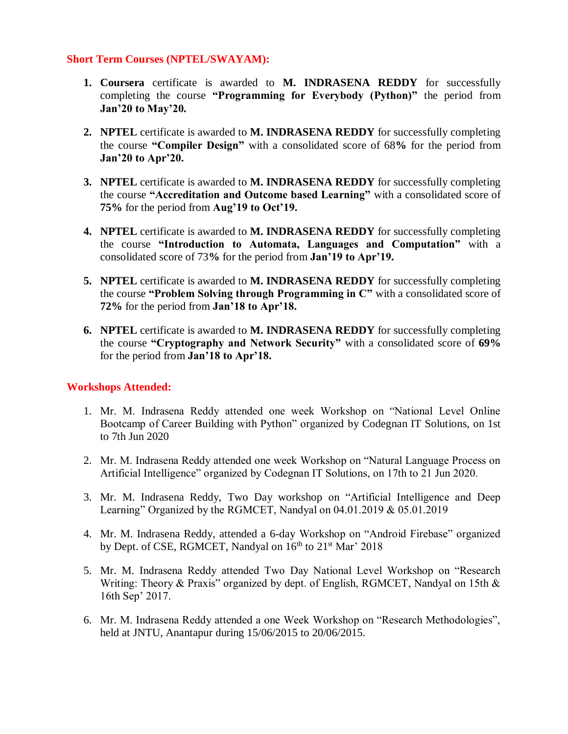## Short Term Courses (NPTEL/SWAYAM):

1. **Coursera** certificate is awarded to **M. INDRASENA REDDY** for successfully completing the course **"Programming for Everybody (Python)"** the period from **Jan'20 to May'20.**

2. **NPTEL** certificate is awarded to **M. INDRASENA REDDY** for successfully completing the course **"Compiler Design"** with a consolidated score of 68**%** for the period from **Jan'20 to Apr'20.**

3. **NPTEL** certificate is awarded to **M. INDRASENA REDDY** for successfully completing the course **"Accreditation and Outcome based Learning"** with a consolidated score of **75%** for the period from **Aug'19 to Oct'19.**

4. **NPTEL** certificate is awarded to **M. INDRASENA REDDY** for successfully completing the course **"Introduction to Automata, Languages and Computation"** with a consolidated score of 73**%** for the period from **Jan'19 to Apr'19.**

5. **NPTEL** certificate is awarded to **M. INDRASENA REDDY** for successfully completing the course **"Problem Solving through Programming in C"** with a consolidated score of **72%** for the period from **Jan'18 to Apr'18.**

6. **NPTEL** certificate is awarded to **M. INDRASENA REDDY** for successfully completing the course **"Cryptography and Network Security"** with a consolidated score of **69%** for the period from **Jan'18 to Apr'18.**

## Workshops Attended:

1. Mr. M. Indrasena Reddy attended one week Workshop on "National Level Online Bootcamp of Career Building with Python" organized by Codegnan IT Solutions, on 1st to 7th Jun 2020

2. Mr. M. Indrasena Reddy attended one week Workshop on "Natural Language Process on Artificial Intelligence" organized by Codegnan IT Solutions, on 17th to 21 Jun 2020.

3. Mr. M. Indrasena Reddy, Two Day workshop on "Artificial Intelligence and Deep Learning" Organized by the RGMCET, Nandyal on 04.01.2019 & 05.01.2019

4. Mr. M. Indrasena Reddy, attended a 6-day Workshop on "Android Firebase" organized by Dept. of CSE, RGMCET, Nandyal on 16th to 21st Mar' 2018

5. Mr. M. Indrasena Reddy attended Two Day National Level Workshop on "Research Writing: Theory & Praxis" organized by dept. of English, RGMCET, Nandyal on 15th & 16th Sep' 2017.

6. Mr. M. Indrasena Reddy attended a one Week Workshop on "Research Methodologies", held at JNTU, Anantapur during 15/06/2015 to 20/06/2015.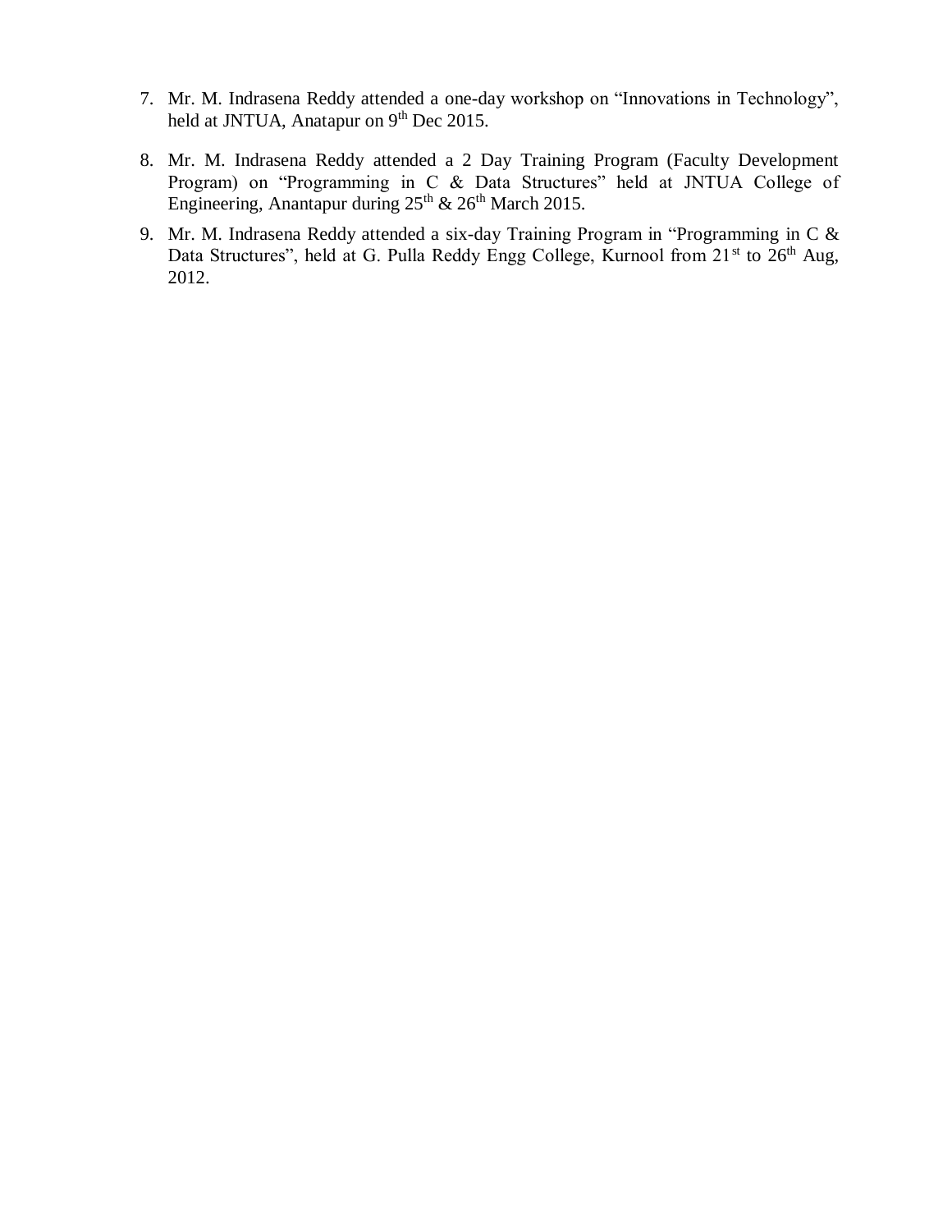7. Mr. M. Indrasena Reddy attended a one-day workshop on “Innovations in Technology”, held at JNTUA, Anatapur on 9th Dec 2015.

8. Mr. M. Indrasena Reddy attended a 2 Day Training Program (Faculty Development Program) on “Programming in C & Data Structures” held at JNTUA College of Engineering, Anantapur during 25th & 26th March 2015.

9. Mr. M. Indrasena Reddy attended a six-day Training Program in “Programming in C & Data Structures”, held at G. Pulla Reddy Engg College, Kurnool from 21st to 26th Aug, 2012.